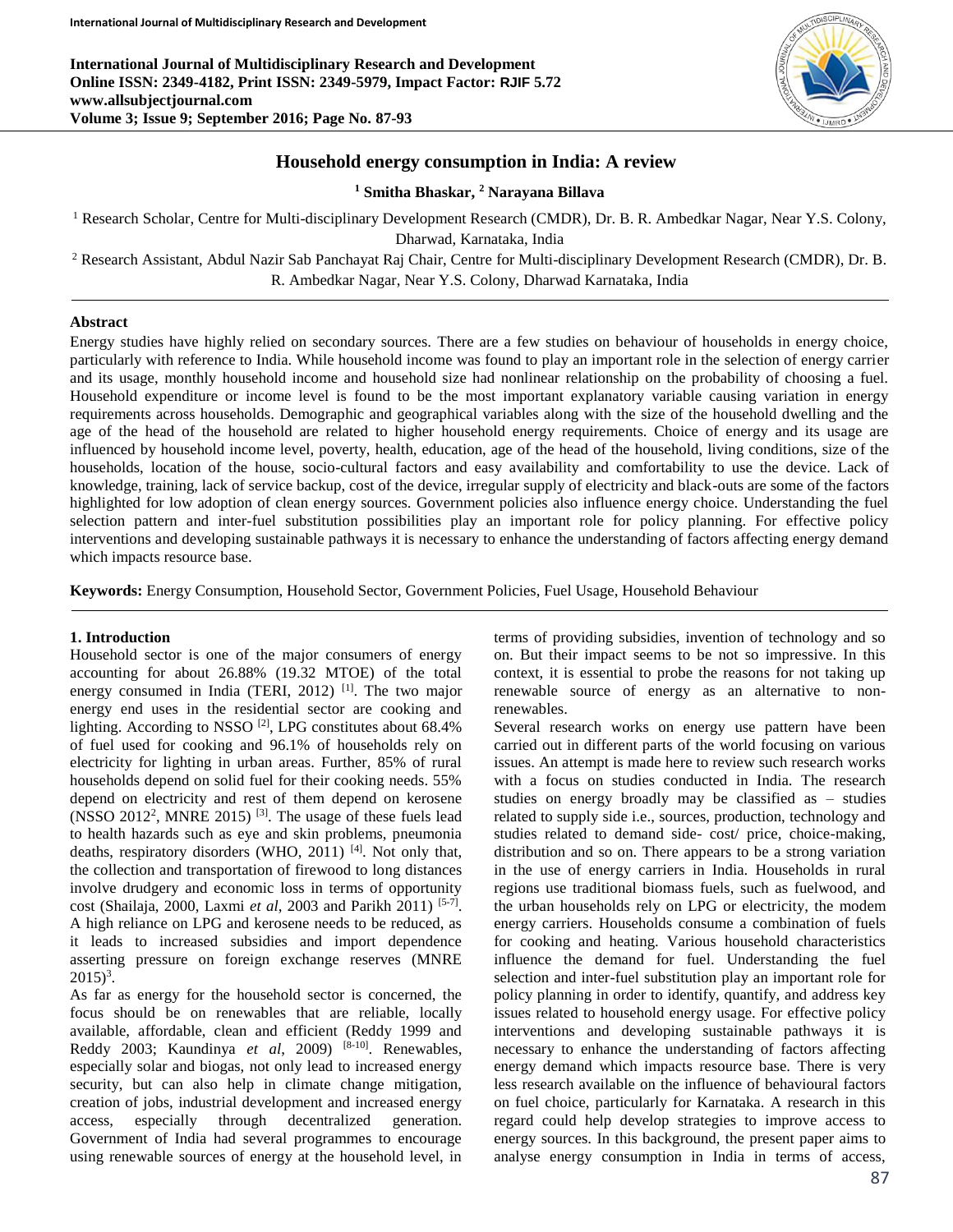# Household energy consumption in India: A review

**[1] Smitha Bhaskar, [2] Narayana Billava**

[1] Research Scholar, Centre for Multi-disciplinary Development Research (CMDR), Dr. B. R. Ambedkar Nagar, Near Y.S. Colony, Dharwad, Karnataka, India

[2] Research Assistant, Abdul Nazir Sab Panchayat Raj Chair, Centre for Multi-disciplinary Development Research (CMDR), Dr. B. R. Ambedkar Nagar, Near Y.S. Colony, Dharwad Karnataka, India

## Abstract

Energy studies have highly relied on secondary sources. There are a few studies on behaviour of households in energy choice, particularly with reference to India. While household income was found to play an important role in the selection of energy carrier and its usage, monthly household income and household size had nonlinear relationship on the probability of choosing a fuel. Household expenditure or income level is found to be the most important explanatory variable causing variation in energy requirements across households. Demographic and geographical variables along with the size of the household dwelling and the age of the head of the household are related to higher household energy requirements. Choice of energy and its usage are influenced by household income level, poverty, health, education, age of the head of the household, living conditions, size of the households, location of the house, socio-cultural factors and easy availability and comfortability to use the device. Lack of knowledge, training, lack of service backup, cost of the device, irregular supply of electricity and black-outs are some of the factors highlighted for low adoption of clean energy sources. Government policies also influence energy choice. Understanding the fuel selection pattern and inter-fuel substitution possibilities play an important role for policy planning. For effective policy interventions and developing sustainable pathways it is necessary to enhance the understanding of factors affecting energy demand which impacts resource base.

**Keywords:** Energy Consumption, Household Sector, Government Policies, Fuel Usage, Household Behaviour

## 1. Introduction

Household sector is one of the major consumers of energy accounting for about 26.88% (19.32 MTOE) of the total energy consumed in India (TERI, 2012) [1]. The two major energy end uses in the residential sector are cooking and lighting. According to NSSO [2], LPG constitutes about 68.4% of fuel used for cooking and 96.1% of households rely on electricity for lighting in urban areas. Further, 85% of rural households depend on solid fuel for their cooking needs. 55% depend on electricity and rest of them depend on kerosene (NSSO 2012[2], MNRE 2015) [3]. The usage of these fuels lead to health hazards such as eye and skin problems, pneumonia deaths, respiratory disorders (WHO, 2011) [4]. Not only that, the collection and transportation of firewood to long distances involve drudgery and economic loss in terms of opportunity cost (Shailaja, 2000, Laxmi *et al*, 2003 and Parikh 2011) [5-7]. A high reliance on LPG and kerosene needs to be reduced, as it leads to increased subsidies and import dependence asserting pressure on foreign exchange reserves (MNRE 2015)[3].

As far as energy for the household sector is concerned, the focus should be on renewables that are reliable, locally available, affordable, clean and efficient (Reddy 1999 and Reddy 2003; Kaundinya *et al*, 2009) [8-10]. Renewables, especially solar and biogas, not only lead to increased energy security, but can also help in climate change mitigation, creation of jobs, industrial development and increased energy access, especially through decentralized generation. Government of India had several programmes to encourage using renewable sources of energy at the household level, in terms of providing subsidies, invention of technology and so on. But their impact seems to be not so impressive. In this context, it is essential to probe the reasons for not taking up renewable source of energy as an alternative to non-renewables.

Several research works on energy use pattern have been carried out in different parts of the world focusing on various issues. An attempt is made here to review such research works with a focus on studies conducted in India. The research studies on energy broadly may be classified as – studies related to supply side i.e., sources, production, technology and studies related to demand side- cost/ price, choice-making, distribution and so on. There appears to be a strong variation in the use of energy carriers in India. Households in rural regions use traditional biomass fuels, such as fuelwood, and the urban households rely on LPG or electricity, the modem energy carriers. Households consume a combination of fuels for cooking and heating. Various household characteristics influence the demand for fuel. Understanding the fuel selection and inter-fuel substitution play an important role for policy planning in order to identify, quantify, and address key issues related to household energy usage. For effective policy interventions and developing sustainable pathways it is necessary to enhance the understanding of factors affecting energy demand which impacts resource base. There is very less research available on the influence of behavioural factors on fuel choice, particularly for Karnataka. A research in this regard could help develop strategies to improve access to energy sources. In this background, the present paper aims to analyse energy consumption in India in terms of access,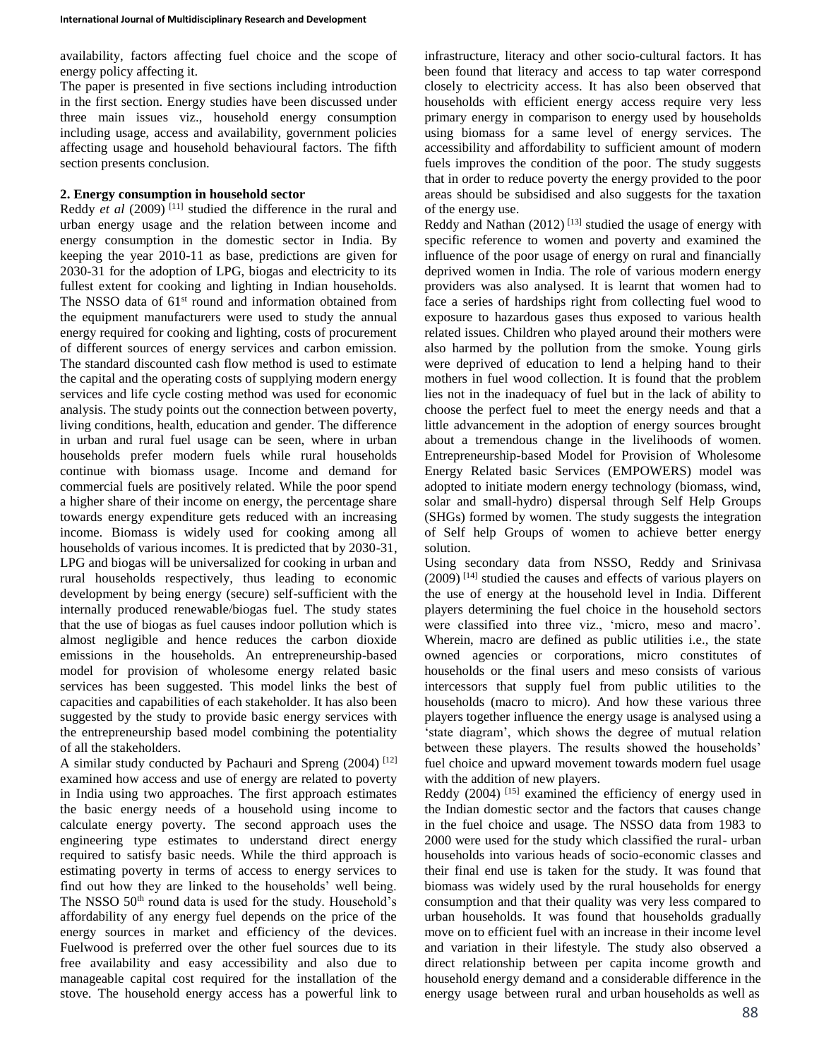availability, factors affecting fuel choice and the scope of energy policy affecting it.

The paper is presented in five sections including introduction in the first section. Energy studies have been discussed under three main issues viz., household energy consumption including usage, access and availability, government policies affecting usage and household behavioural factors. The fifth section presents conclusion.

## 2. Energy consumption in household sector

Reddy *et al* (2009) [11] studied the difference in the rural and urban energy usage and the relation between income and energy consumption in the domestic sector in India. By keeping the year 2010-11 as base, predictions are given for 2030-31 for the adoption of LPG, biogas and electricity to its fullest extent for cooking and lighting in Indian households. The NSSO data of 61st round and information obtained from the equipment manufacturers were used to study the annual energy required for cooking and lighting, costs of procurement of different sources of energy services and carbon emission. The standard discounted cash flow method is used to estimate the capital and the operating costs of supplying modern energy services and life cycle costing method was used for economic analysis. The study points out the connection between poverty, living conditions, health, education and gender. The difference in urban and rural fuel usage can be seen, where in urban households prefer modern fuels while rural households continue with biomass usage. Income and demand for commercial fuels are positively related. While the poor spend a higher share of their income on energy, the percentage share towards energy expenditure gets reduced with an increasing income. Biomass is widely used for cooking among all households of various incomes. It is predicted that by 2030-31, LPG and biogas will be universalized for cooking in urban and rural households respectively, thus leading to economic development by being energy (secure) self-sufficient with the internally produced renewable/biogas fuel. The study states that the use of biogas as fuel causes indoor pollution which is almost negligible and hence reduces the carbon dioxide emissions in the households. An entrepreneurship-based model for provision of wholesome energy related basic services has been suggested. This model links the best of capacities and capabilities of each stakeholder. It has also been suggested by the study to provide basic energy services with the entrepreneurship based model combining the potentiality of all the stakeholders.

A similar study conducted by Pachauri and Spreng (2004) [12] examined how access and use of energy are related to poverty in India using two approaches. The first approach estimates the basic energy needs of a household using income to calculate energy poverty. The second approach uses the engineering type estimates to understand direct energy required to satisfy basic needs. While the third approach is estimating poverty in terms of access to energy services to find out how they are linked to the households' well being. The NSSO 50th round data is used for the study. Household's affordability of any energy fuel depends on the price of the energy sources in market and efficiency of the devices. Fuelwood is preferred over the other fuel sources due to its free availability and easy accessibility and also due to manageable capital cost required for the installation of the stove. The household energy access has a powerful link to infrastructure, literacy and other socio-cultural factors. It has been found that literacy and access to tap water correspond closely to electricity access. It has also been observed that households with efficient energy access require very less primary energy in comparison to energy used by households using biomass for a same level of energy services. The accessibility and affordability to sufficient amount of modern fuels improves the condition of the poor. The study suggests that in order to reduce poverty the energy provided to the poor areas should be subsidised and also suggests for the taxation of the energy use.

Reddy and Nathan (2012) [13] studied the usage of energy with specific reference to women and poverty and examined the influence of the poor usage of energy on rural and financially deprived women in India. The role of various modern energy providers was also analysed. It is learnt that women had to face a series of hardships right from collecting fuel wood to exposure to hazardous gases thus exposed to various health related issues. Children who played around their mothers were also harmed by the pollution from the smoke. Young girls were deprived of education to lend a helping hand to their mothers in fuel wood collection. It is found that the problem lies not in the inadequacy of fuel but in the lack of ability to choose the perfect fuel to meet the energy needs and that a little advancement in the adoption of energy sources brought about a tremendous change in the livelihoods of women. Entrepreneurship-based Model for Provision of Wholesome Energy Related basic Services (EMPOWERS) model was adopted to initiate modern energy technology (biomass, wind, solar and small-hydro) dispersal through Self Help Groups (SHGs) formed by women. The study suggests the integration of Self help Groups of women to achieve better energy solution.

Using secondary data from NSSO, Reddy and Srinivasa (2009) [14] studied the causes and effects of various players on the use of energy at the household level in India. Different players determining the fuel choice in the household sectors were classified into three viz., 'micro, meso and macro'. Wherein, macro are defined as public utilities i.e., the state owned agencies or corporations, micro constitutes of households or the final users and meso consists of various intercessors that supply fuel from public utilities to the households (macro to micro). And how these various three players together influence the energy usage is analysed using a 'state diagram', which shows the degree of mutual relation between these players. The results showed the households' fuel choice and upward movement towards modern fuel usage with the addition of new players.

Reddy (2004) [15] examined the efficiency of energy used in the Indian domestic sector and the factors that causes change in the fuel choice and usage. The NSSO data from 1983 to 2000 were used for the study which classified the rural- urban households into various heads of socio-economic classes and their final end use is taken for the study. It was found that biomass was widely used by the rural households for energy consumption and that their quality was very less compared to urban households. It was found that households gradually move on to efficient fuel with an increase in their income level and variation in their lifestyle. The study also observed a direct relationship between per capita income growth and household energy demand and a considerable difference in the energy usage between rural and urban households as well as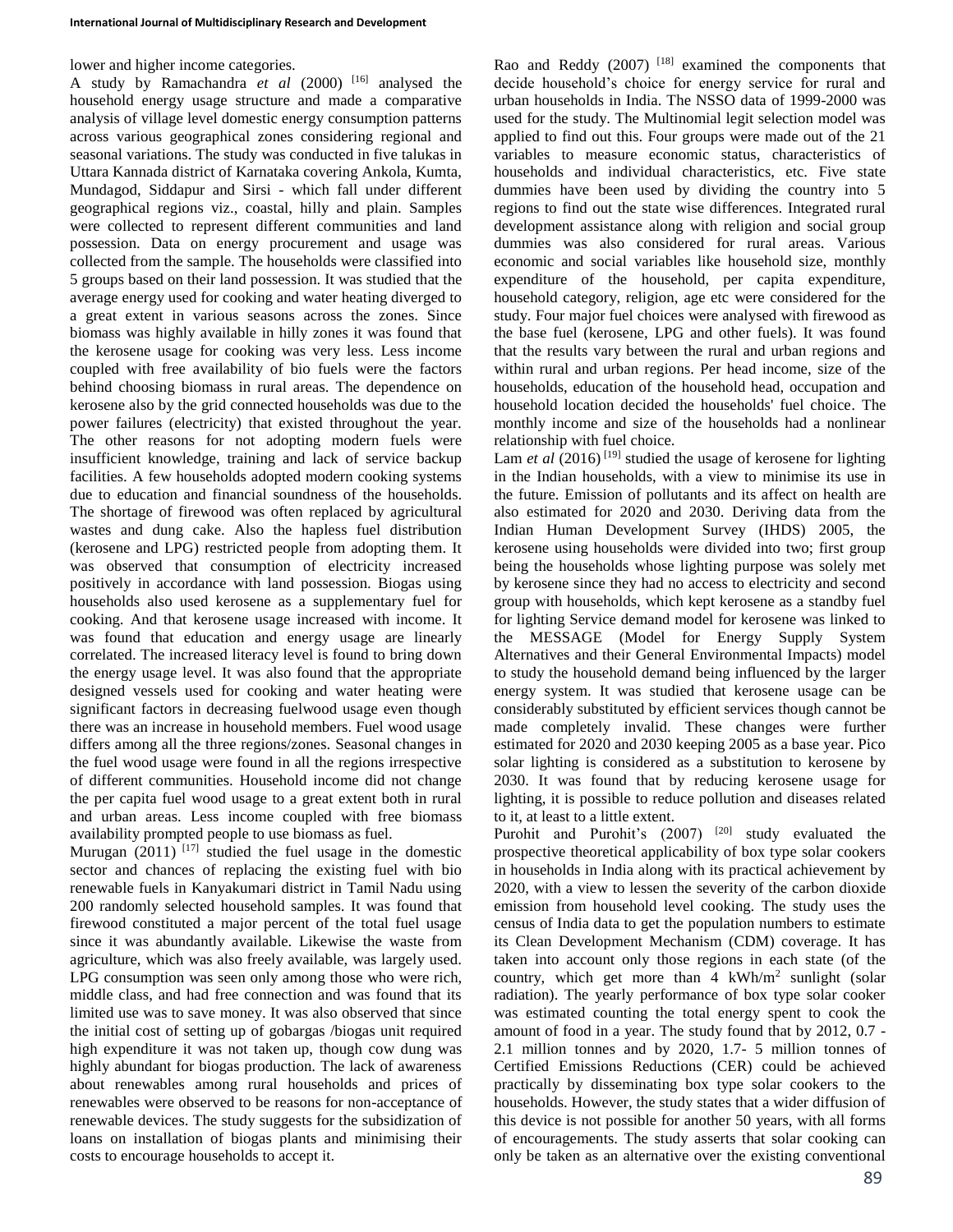lower and higher income categories.

A study by Ramachandra *et al* (2000) [16] analysed the household energy usage structure and made a comparative analysis of village level domestic energy consumption patterns across various geographical zones considering regional and seasonal variations. The study was conducted in five talukas in Uttara Kannada district of Karnataka covering Ankola, Kumta, Mundagod, Siddapur and Sirsi - which fall under different geographical regions viz., coastal, hilly and plain. Samples were collected to represent different communities and land possession. Data on energy procurement and usage was collected from the sample. The households were classified into 5 groups based on their land possession. It was studied that the average energy used for cooking and water heating diverged to a great extent in various seasons across the zones. Since biomass was highly available in hilly zones it was found that the kerosene usage for cooking was very less. Less income coupled with free availability of bio fuels were the factors behind choosing biomass in rural areas. The dependence on kerosene also by the grid connected households was due to the power failures (electricity) that existed throughout the year. The other reasons for not adopting modern fuels were insufficient knowledge, training and lack of service backup facilities. A few households adopted modern cooking systems due to education and financial soundness of the households. The shortage of firewood was often replaced by agricultural wastes and dung cake. Also the hapless fuel distribution (kerosene and LPG) restricted people from adopting them. It was observed that consumption of electricity increased positively in accordance with land possession. Biogas using households also used kerosene as a supplementary fuel for cooking. And that kerosene usage increased with income. It was found that education and energy usage are linearly correlated. The increased literacy level is found to bring down the energy usage level. It was also found that the appropriate designed vessels used for cooking and water heating were significant factors in decreasing fuelwood usage even though there was an increase in household members. Fuel wood usage differs among all the three regions/zones. Seasonal changes in the fuel wood usage were found in all the regions irrespective of different communities. Household income did not change the per capita fuel wood usage to a great extent both in rural and urban areas. Less income coupled with free biomass availability prompted people to use biomass as fuel.

Murugan (2011) [17] studied the fuel usage in the domestic sector and chances of replacing the existing fuel with bio renewable fuels in Kanyakumari district in Tamil Nadu using 200 randomly selected household samples. It was found that firewood constituted a major percent of the total fuel usage since it was abundantly available. Likewise the waste from agriculture, which was also freely available, was largely used. LPG consumption was seen only among those who were rich, middle class, and had free connection and was found that its limited use was to save money. It was also observed that since the initial cost of setting up of gobargas /biogas unit required high expenditure it was not taken up, though cow dung was highly abundant for biogas production. The lack of awareness about renewables among rural households and prices of renewables were observed to be reasons for non-acceptance of renewable devices. The study suggests for the subsidization of loans on installation of biogas plants and minimising their costs to encourage households to accept it.

Rao and Reddy (2007) [18] examined the components that decide household's choice for energy service for rural and urban households in India. The NSSO data of 1999-2000 was used for the study. The Multinomial legit selection model was applied to find out this. Four groups were made out of the 21 variables to measure economic status, characteristics of households and individual characteristics, etc. Five state dummies have been used by dividing the country into 5 regions to find out the state wise differences. Integrated rural development assistance along with religion and social group dummies was also considered for rural areas. Various economic and social variables like household size, monthly expenditure of the household, per capita expenditure, household category, religion, age etc were considered for the study. Four major fuel choices were analysed with firewood as the base fuel (kerosene, LPG and other fuels). It was found that the results vary between the rural and urban regions and within rural and urban regions. Per head income, size of the households, education of the household head, occupation and household location decided the households' fuel choice. The monthly income and size of the households had a nonlinear relationship with fuel choice.

Lam *et al* (2016) [19] studied the usage of kerosene for lighting in the Indian households, with a view to minimise its use in the future. Emission of pollutants and its affect on health are also estimated for 2020 and 2030. Deriving data from the Indian Human Development Survey (IHDS) 2005, the kerosene using households were divided into two; first group being the households whose lighting purpose was solely met by kerosene since they had no access to electricity and second group with households, which kept kerosene as a standby fuel for lighting Service demand model for kerosene was linked to the MESSAGE (Model for Energy Supply System Alternatives and their General Environmental Impacts) model to study the household demand being influenced by the larger energy system. It was studied that kerosene usage can be considerably substituted by efficient services though cannot be made completely invalid. These changes were further estimated for 2020 and 2030 keeping 2005 as a base year. Pico solar lighting is considered as a substitution to kerosene by 2030. It was found that by reducing kerosene usage for lighting, it is possible to reduce pollution and diseases related to it, at least to a little extent.

Purohit and Purohit's (2007) [20] study evaluated the prospective theoretical applicability of box type solar cookers in households in India along with its practical achievement by 2020, with a view to lessen the severity of the carbon dioxide emission from household level cooking. The study uses the census of India data to get the population numbers to estimate its Clean Development Mechanism (CDM) coverage. It has taken into account only those regions in each state (of the country, which get more than 4 kWh/m$^2$ sunlight (solar radiation). The yearly performance of box type solar cooker was estimated counting the total energy spent to cook the amount of food in a year. The study found that by 2012, 0.7 - 2.1 million tonnes and by 2020, 1.7- 5 million tonnes of Certified Emissions Reductions (CER) could be achieved practically by disseminating box type solar cookers to the households. However, the study states that a wider diffusion of this device is not possible for another 50 years, with all forms of encouragements. The study asserts that solar cooking can only be taken as an alternative over the existing conventional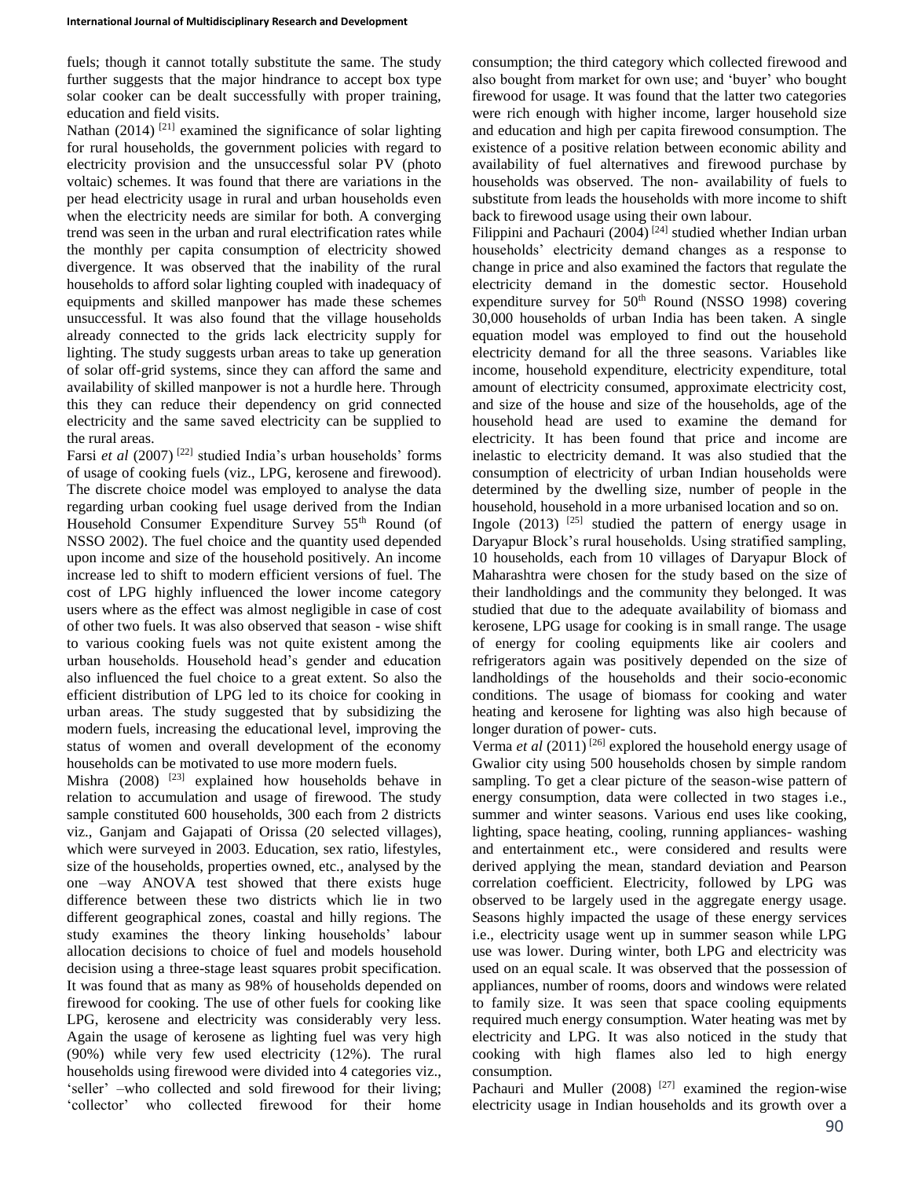fuels; though it cannot totally substitute the same. The study further suggests that the major hindrance to accept box type solar cooker can be dealt successfully with proper training, education and field visits.

Nathan (2014) [21] examined the significance of solar lighting for rural households, the government policies with regard to electricity provision and the unsuccessful solar PV (photo voltaic) schemes. It was found that there are variations in the per head electricity usage in rural and urban households even when the electricity needs are similar for both. A converging trend was seen in the urban and rural electrification rates while the monthly per capita consumption of electricity showed divergence. It was observed that the inability of the rural households to afford solar lighting coupled with inadequacy of equipments and skilled manpower has made these schemes unsuccessful. It was also found that the village households already connected to the grids lack electricity supply for lighting. The study suggests urban areas to take up generation of solar off-grid systems, since they can afford the same and availability of skilled manpower is not a hurdle here. Through this they can reduce their dependency on grid connected electricity and the same saved electricity can be supplied to the rural areas.

Farsi *et al* (2007) [22] studied India's urban households' forms of usage of cooking fuels (viz., LPG, kerosene and firewood). The discrete choice model was employed to analyse the data regarding urban cooking fuel usage derived from the Indian Household Consumer Expenditure Survey 55th Round (of NSSO 2002). The fuel choice and the quantity used depended upon income and size of the household positively. An income increase led to shift to modern efficient versions of fuel. The cost of LPG highly influenced the lower income category users where as the effect was almost negligible in case of cost of other two fuels. It was also observed that season - wise shift to various cooking fuels was not quite existent among the urban households. Household head's gender and education also influenced the fuel choice to a great extent. So also the efficient distribution of LPG led to its choice for cooking in urban areas. The study suggested that by subsidizing the modern fuels, increasing the educational level, improving the status of women and overall development of the economy households can be motivated to use more modern fuels.

Mishra (2008) [23] explained how households behave in relation to accumulation and usage of firewood. The study sample constituted 600 households, 300 each from 2 districts viz., Ganjam and Gajapati of Orissa (20 selected villages), which were surveyed in 2003. Education, sex ratio, lifestyles, size of the households, properties owned, etc., analysed by the one –way ANOVA test showed that there exists huge difference between these two districts which lie in two different geographical zones, coastal and hilly regions. The study examines the theory linking households' labour allocation decisions to choice of fuel and models household decision using a three-stage least squares probit specification. It was found that as many as 98% of households depended on firewood for cooking. The use of other fuels for cooking like LPG, kerosene and electricity was considerably very less. Again the usage of kerosene as lighting fuel was very high (90%) while very few used electricity (12%). The rural households using firewood were divided into 4 categories viz., 'seller' –who collected and sold firewood for their living; 'collector' who collected firewood for their home consumption; the third category which collected firewood and also bought from market for own use; and 'buyer' who bought firewood for usage. It was found that the latter two categories were rich enough with higher income, larger household size and education and high per capita firewood consumption. The existence of a positive relation between economic ability and availability of fuel alternatives and firewood purchase by households was observed. The non- availability of fuels to substitute from leads the households with more income to shift back to firewood usage using their own labour.

Filippini and Pachauri (2004) [24] studied whether Indian urban households' electricity demand changes as a response to change in price and also examined the factors that regulate the electricity demand in the domestic sector. Household expenditure survey for 50th Round (NSSO 1998) covering 30,000 households of urban India has been taken. A single equation model was employed to find out the household electricity demand for all the three seasons. Variables like income, household expenditure, electricity expenditure, total amount of electricity consumed, approximate electricity cost, and size of the house and size of the households, age of the household head are used to examine the demand for electricity. It has been found that price and income are inelastic to electricity demand. It was also studied that the consumption of electricity of urban Indian households were determined by the dwelling size, number of people in the household, household in a more urbanised location and so on.

Ingole (2013) [25] studied the pattern of energy usage in Daryapur Block's rural households. Using stratified sampling, 10 households, each from 10 villages of Daryapur Block of Maharashtra were chosen for the study based on the size of their landholdings and the community they belonged. It was studied that due to the adequate availability of biomass and kerosene, LPG usage for cooking is in small range. The usage of energy for cooling equipments like air coolers and refrigerators again was positively depended on the size of landholdings of the households and their socio-economic conditions. The usage of biomass for cooking and water heating and kerosene for lighting was also high because of longer duration of power- cuts.

Verma *et al* (2011) [26] explored the household energy usage of Gwalior city using 500 households chosen by simple random sampling. To get a clear picture of the season-wise pattern of energy consumption, data were collected in two stages i.e., summer and winter seasons. Various end uses like cooking, lighting, space heating, cooling, running appliances- washing and entertainment etc., were considered and results were derived applying the mean, standard deviation and Pearson correlation coefficient. Electricity, followed by LPG was observed to be largely used in the aggregate energy usage. Seasons highly impacted the usage of these energy services i.e., electricity usage went up in summer season while LPG use was lower. During winter, both LPG and electricity was used on an equal scale. It was observed that the possession of appliances, number of rooms, doors and windows were related to family size. It was seen that space cooling equipments required much energy consumption. Water heating was met by electricity and LPG. It was also noticed in the study that cooking with high flames also led to high energy consumption.

Pachauri and Muller (2008) [27] examined the region-wise electricity usage in Indian households and its growth over a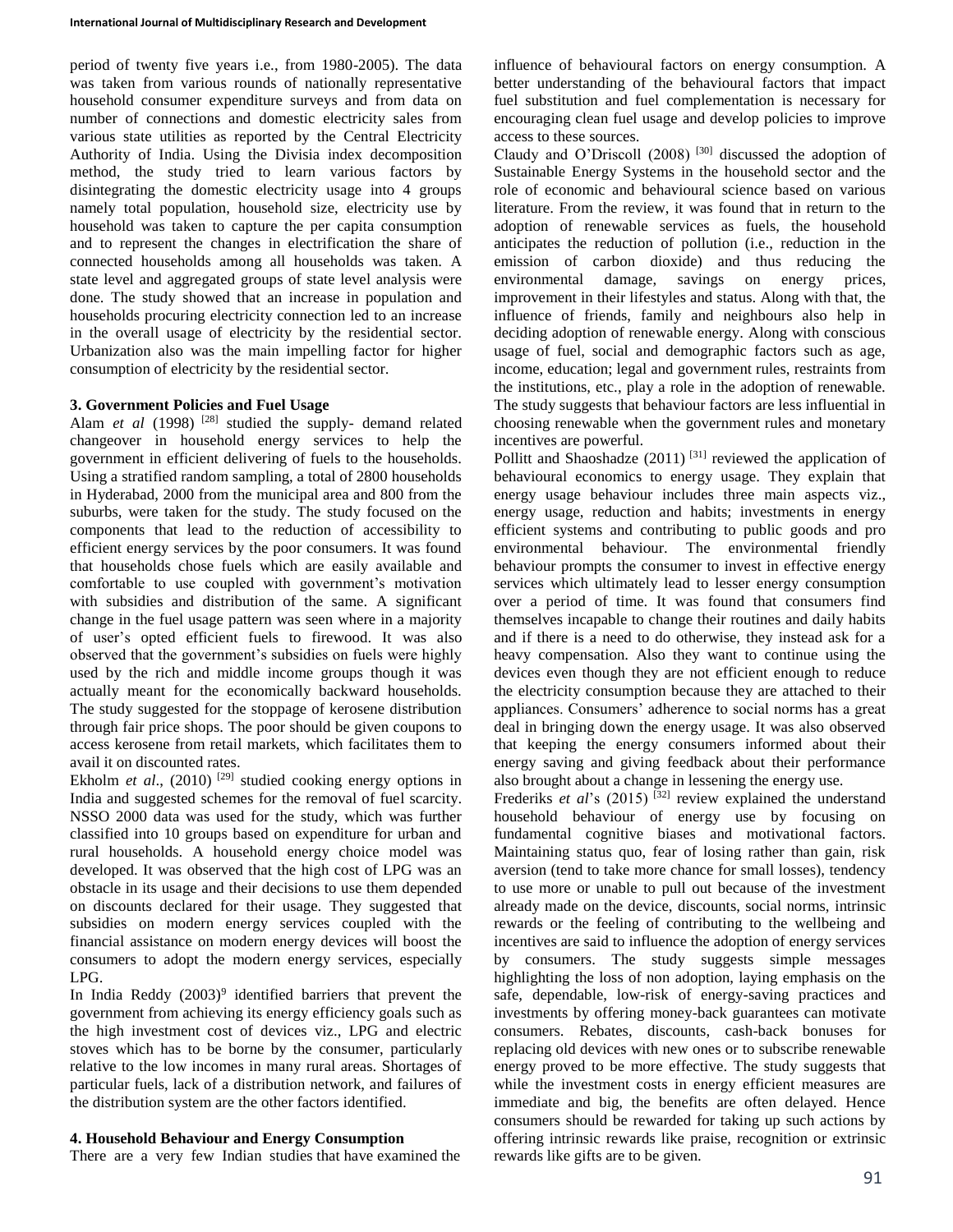period of twenty five years i.e., from 1980-2005). The data was taken from various rounds of nationally representative household consumer expenditure surveys and from data on number of connections and domestic electricity sales from various state utilities as reported by the Central Electricity Authority of India. Using the Divisia index decomposition method, the study tried to learn various factors by disintegrating the domestic electricity usage into 4 groups namely total population, household size, electricity use by household was taken to capture the per capita consumption and to represent the changes in electrification the share of connected households among all households was taken. A state level and aggregated groups of state level analysis were done. The study showed that an increase in population and households procuring electricity connection led to an increase in the overall usage of electricity by the residential sector. Urbanization also was the main impelling factor for higher consumption of electricity by the residential sector.

### 3. Government Policies and Fuel Usage

Alam *et al* (1998) [28] studied the supply- demand related changeover in household energy services to help the government in efficient delivering of fuels to the households. Using a stratified random sampling, a total of 2800 households in Hyderabad, 2000 from the municipal area and 800 from the suburbs, were taken for the study. The study focused on the components that lead to the reduction of accessibility to efficient energy services by the poor consumers. It was found that households chose fuels which are easily available and comfortable to use coupled with government's motivation with subsidies and distribution of the same. A significant change in the fuel usage pattern was seen where in a majority of user's opted efficient fuels to firewood. It was also observed that the government's subsidies on fuels were highly used by the rich and middle income groups though it was actually meant for the economically backward households. The study suggested for the stoppage of kerosene distribution through fair price shops. The poor should be given coupons to access kerosene from retail markets, which facilitates them to avail it on discounted rates.

Ekholm *et al*., (2010) [29] studied cooking energy options in India and suggested schemes for the removal of fuel scarcity. NSSO 2000 data was used for the study, which was further classified into 10 groups based on expenditure for urban and rural households. A household energy choice model was developed. It was observed that the high cost of LPG was an obstacle in its usage and their decisions to use them depended on discounts declared for their usage. They suggested that subsidies on modern energy services coupled with the financial assistance on modern energy devices will boost the consumers to adopt the modern energy services, especially LPG.

In India Reddy (2003)[9] identified barriers that prevent the government from achieving its energy efficiency goals such as the high investment cost of devices viz., LPG and electric stoves which has to be borne by the consumer, particularly relative to the low incomes in many rural areas. Shortages of particular fuels, lack of a distribution network, and failures of the distribution system are the other factors identified.

### 4. Household Behaviour and Energy Consumption

There are a very few Indian studies that have examined the influence of behavioural factors on energy consumption. A better understanding of the behavioural factors that impact fuel substitution and fuel complementation is necessary for encouraging clean fuel usage and develop policies to improve access to these sources.

Claudy and O'Driscoll (2008) [30] discussed the adoption of Sustainable Energy Systems in the household sector and the role of economic and behavioural science based on various literature. From the review, it was found that in return to the adoption of renewable services as fuels, the household anticipates the reduction of pollution (i.e., reduction in the emission of carbon dioxide) and thus reducing the environmental damage, savings on energy prices, improvement in their lifestyles and status. Along with that, the influence of friends, family and neighbours also help in deciding adoption of renewable energy. Along with conscious usage of fuel, social and demographic factors such as age, income, education; legal and government rules, restraints from the institutions, etc., play a role in the adoption of renewable. The study suggests that behaviour factors are less influential in choosing renewable when the government rules and monetary incentives are powerful.

Pollitt and Shaoshadze (2011) [31] reviewed the application of behavioural economics to energy usage. They explain that energy usage behaviour includes three main aspects viz., energy usage, reduction and habits; investments in energy efficient systems and contributing to public goods and pro environmental behaviour. The environmental friendly behaviour prompts the consumer to invest in effective energy services which ultimately lead to lesser energy consumption over a period of time. It was found that consumers find themselves incapable to change their routines and daily habits and if there is a need to do otherwise, they instead ask for a heavy compensation. Also they want to continue using the devices even though they are not efficient enough to reduce the electricity consumption because they are attached to their appliances. Consumers' adherence to social norms has a great deal in bringing down the energy usage. It was also observed that keeping the energy consumers informed about their energy saving and giving feedback about their performance also brought about a change in lessening the energy use.

Frederiks *et al*'s (2015) [32] review explained the understand household behaviour of energy use by focusing on fundamental cognitive biases and motivational factors. Maintaining status quo, fear of losing rather than gain, risk aversion (tend to take more chance for small losses), tendency to use more or unable to pull out because of the investment already made on the device, discounts, social norms, intrinsic rewards or the feeling of contributing to the wellbeing and incentives are said to influence the adoption of energy services by consumers. The study suggests simple messages highlighting the loss of non adoption, laying emphasis on the safe, dependable, low-risk of energy-saving practices and investments by offering money-back guarantees can motivate consumers. Rebates, discounts, cash-back bonuses for replacing old devices with new ones or to subscribe renewable energy proved to be more effective. The study suggests that while the investment costs in energy efficient measures are immediate and big, the benefits are often delayed. Hence consumers should be rewarded for taking up such actions by offering intrinsic rewards like praise, recognition or extrinsic rewards like gifts are to be given.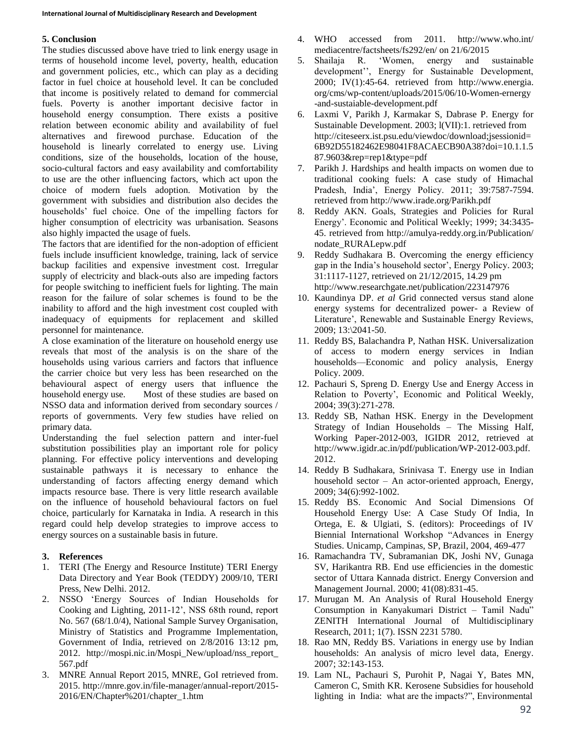## 5. Conclusion

The studies discussed above have tried to link energy usage in terms of household income level, poverty, health, education and government policies, etc., which can play as a deciding factor in fuel choice at household level. It can be concluded that income is positively related to demand for commercial fuels. Poverty is another important decisive factor in household energy consumption. There exists a positive relation between economic ability and availability of fuel alternatives and firewood purchase. Education of the household is linearly correlated to energy use. Living conditions, size of the households, location of the house, socio-cultural factors and easy availability and comfortability to use are the other influencing factors, which act upon the choice of modern fuels adoption. Motivation by the government with subsidies and distribution also decides the households' fuel choice. One of the impelling factors for higher consumption of electricity was urbanisation. Seasons also highly impacted the usage of fuels.

The factors that are identified for the non-adoption of efficient fuels include insufficient knowledge, training, lack of service backup facilities and expensive investment cost. Irregular supply of electricity and black-outs also are impeding factors for people switching to inefficient fuels for lighting. The main reason for the failure of solar schemes is found to be the inability to afford and the high investment cost coupled with inadequacy of equipments for replacement and skilled personnel for maintenance.

A close examination of the literature on household energy use reveals that most of the analysis is on the share of the households using various carriers and factors that influence the carrier choice but very less has been researched on the behavioural aspect of energy users that influence the household energy use. Most of these studies are based on NSSO data and information derived from secondary sources / reports of governments. Very few studies have relied on primary data.

Understanding the fuel selection pattern and inter-fuel substitution possibilities play an important role for policy planning. For effective policy interventions and developing sustainable pathways it is necessary to enhance the understanding of factors affecting energy demand which impacts resource base. There is very little research available on the influence of household behavioural factors on fuel choice, particularly for Karnataka in India. A research in this regard could help develop strategies to improve access to energy sources on a sustainable basis in future.

## 3. References

1. TERI (The Energy and Resource Institute) TERI Energy Data Directory and Year Book (TEDDY) 2009/10, TERI Press, New Delhi. 2012.
2. NSSO 'Energy Sources of Indian Households for Cooking and Lighting, 2011-12', NSS 68th round, report No. 567 (68/1.0/4), National Sample Survey Organisation, Ministry of Statistics and Programme Implementation, Government of India, retrieved on 2/8/2016 13:12 pm, 2012. http://mospi.nic.in/Mospi_New/upload/nss_report_567.pdf
3. MNRE Annual Report 2015, MNRE, GoI retrieved from. 2015. http://mnre.gov.in/file-manager/annual-report/2015-2016/EN/Chapter%201/chapter_1.htm
4. WHO accessed from 2011. http://www.who.int/mediacentre/factsheets/fs292/en/ on 21/6/2015
5. Shailaja R. 'Women, energy and sustainable development'', Energy for Sustainable Development, 2000; IV(1):45-64. retrieved from http://www.energia.org/cms/wp-content/uploads/2015/06/10-Women-ernergy-and-sustaiable-development.pdf
6. Laxmi V, Parikh J, Karmakar S, Dabrase P. Energy for Sustainable Development. 2003; l(VII):1. retrieved from http://citeseerx.ist.psu.edu/viewdoc/download;jsessionid=6B92D55182462E98041F8ACAECB90A38?doi=10.1.1.587.9603&rep=rep1&type=pdf
7. Parikh J. Hardships and health impacts on women due to traditional cooking fuels: A case study of Himachal Pradesh, India', Energy Policy. 2011; 39:7587-7594. retrieved from http://www.irade.org/Parikh.pdf
8. Reddy AKN. Goals, Strategies and Policies for Rural Energy'. Economic and Political Weekly; 1999; 34:3435-45. retrieved from http://amulya-reddy.org.in/Publication/nodate_RURALepw.pdf
9. Reddy Sudhakara B. Overcoming the energy efficiency gap in the India's household sector', Energy Policy. 2003; 31:1117-1127, retrieved on 21/12/2015, 14.29 pm http://www.researchgate.net/publication/223147976
10. Kaundinya DP. *et al* Grid connected versus stand alone energy systems for decentralized power- a Review of Literature', Renewable and Sustainable Energy Reviews, 2009; 13:\2041-50.
11. Reddy BS, Balachandra P, Nathan HSK. Universalization of access to modern energy services in Indian households—Economic and policy analysis, Energy Policy. 2009.
12. Pachauri S, Spreng D. Energy Use and Energy Access in Relation to Poverty', Economic and Political Weekly, 2004; 39(3):271-278.
13. Reddy SB, Nathan HSK. Energy in the Development Strategy of Indian Households – The Missing Half, Working Paper-2012-003, IGIDR 2012, retrieved at http://www.igidr.ac.in/pdf/publication/WP-2012-003.pdf. 2012.
14. Reddy B Sudhakara, Srinivasa T. Energy use in Indian household sector – An actor-oriented approach, Energy, 2009; 34(6):992-1002.
15. Reddy BS. Economic And Social Dimensions Of Household Energy Use: A Case Study Of India, In Ortega, E. & Ulgiati, S. (editors): Proceedings of IV Biennial International Workshop "Advances in Energy Studies. Unicamp, Campinas, SP, Brazil, 2004, 469-477
16. Ramachandra TV, Subramanian DK, Joshi NV, Gunaga SV, Harikantra RB. End use efficiencies in the domestic sector of Uttara Kannada district. Energy Conversion and Management Journal. 2000; 41(08):831-45.
17. Murugan M. An Analysis of Rural Household Energy Consumption in Kanyakumari District – Tamil Nadu" ZENITH International Journal of Multidisciplinary Research, 2011; 1(7). ISSN 2231 5780.
18. Rao MN, Reddy BS. Variations in energy use by Indian households: An analysis of micro level data, Energy. 2007; 32:143-153.
19. Lam NL, Pachauri S, Purohit P, Nagai Y, Bates MN, Cameron C, Smith KR. Kerosene Subsidies for household lighting in India: what are the impacts?", Environmental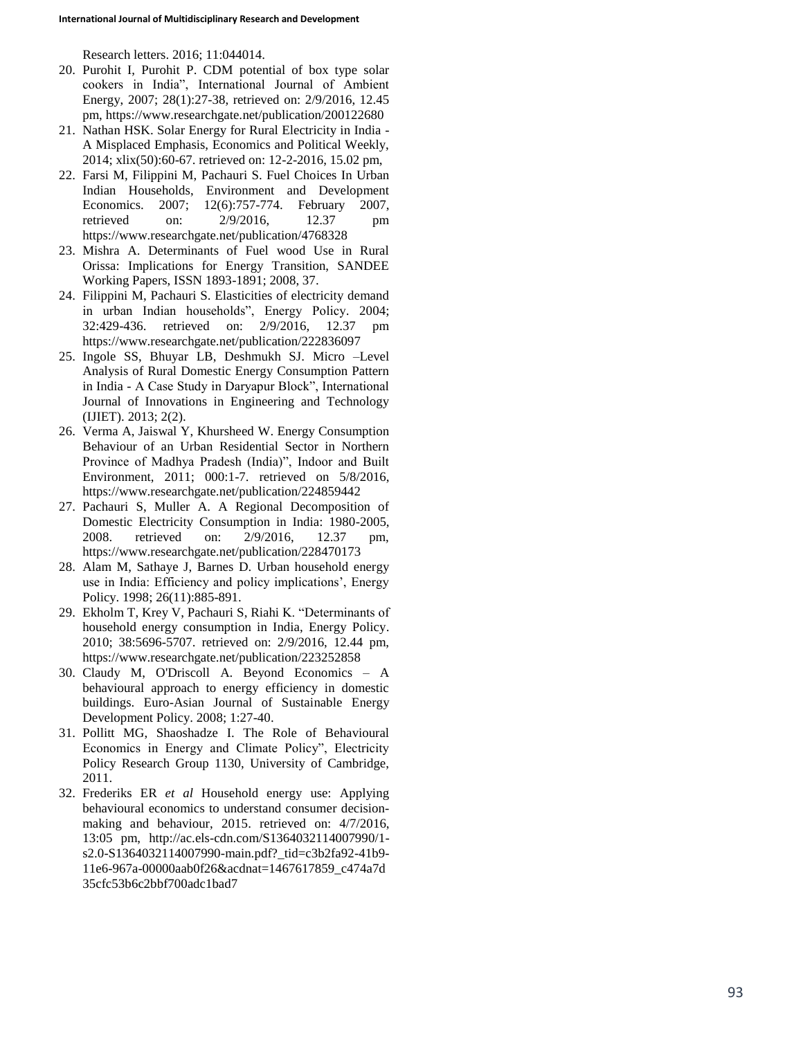Research letters. 2016; 11:044014.

20. Purohit I, Purohit P. CDM potential of box type solar cookers in India", International Journal of Ambient Energy, 2007; 28(1):27-38, retrieved on: 2/9/2016, 12.45 pm, https://www.researchgate.net/publication/200122680
21. Nathan HSK. Solar Energy for Rural Electricity in India - A Misplaced Emphasis, Economics and Political Weekly, 2014; xlix(50):60-67. retrieved on: 12-2-2016, 15.02 pm,
22. Farsi M, Filippini M, Pachauri S. Fuel Choices In Urban Indian Households, Environment and Development Economics. 2007; 12(6):757-774. February 2007, retrieved on: 2/9/2016, 12.37 pm https://www.researchgate.net/publication/4768328
23. Mishra A. Determinants of Fuel wood Use in Rural Orissa: Implications for Energy Transition, SANDEE Working Papers, ISSN 1893-1891; 2008, 37.
24. Filippini M, Pachauri S. Elasticities of electricity demand in urban Indian households", Energy Policy. 2004; 32:429-436. retrieved on: 2/9/2016, 12.37 pm https://www.researchgate.net/publication/222836097
25. Ingole SS, Bhuyar LB, Deshmukh SJ. Micro –Level Analysis of Rural Domestic Energy Consumption Pattern in India - A Case Study in Daryapur Block", International Journal of Innovations in Engineering and Technology (IJIET). 2013; 2(2).
26. Verma A, Jaiswal Y, Khursheed W. Energy Consumption Behaviour of an Urban Residential Sector in Northern Province of Madhya Pradesh (India)", Indoor and Built Environment, 2011; 000:1-7. retrieved on 5/8/2016, https://www.researchgate.net/publication/224859442
27. Pachauri S, Muller A. A Regional Decomposition of Domestic Electricity Consumption in India: 1980-2005, 2008. retrieved on: 2/9/2016, 12.37 pm, https://www.researchgate.net/publication/228470173
28. Alam M, Sathaye J, Barnes D. Urban household energy use in India: Efficiency and policy implications', Energy Policy. 1998; 26(11):885-891.
29. Ekholm T, Krey V, Pachauri S, Riahi K. "Determinants of household energy consumption in India, Energy Policy. 2010; 38:5696-5707. retrieved on: 2/9/2016, 12.44 pm, https://www.researchgate.net/publication/223252858
30. Claudy M, O'Driscoll A. Beyond Economics – A behavioural approach to energy efficiency in domestic buildings. Euro-Asian Journal of Sustainable Energy Development Policy. 2008; 1:27-40.
31. Pollitt MG, Shaoshadze I. The Role of Behavioural Economics in Energy and Climate Policy", Electricity Policy Research Group 1130, University of Cambridge, 2011.
32. Frederiks ER *et al* Household energy use: Applying behavioural economics to understand consumer decision-making and behaviour, 2015. retrieved on: 4/7/2016, 13:05 pm, http://ac.els-cdn.com/S1364032114007990/1-s2.0-S1364032114007990-main.pdf?_tid=c3b2fa92-41b9-11e6-967a-00000aab0f26&acdnat=1467617859_c474a7d35cfc53b6c2bbf700adc1bad7